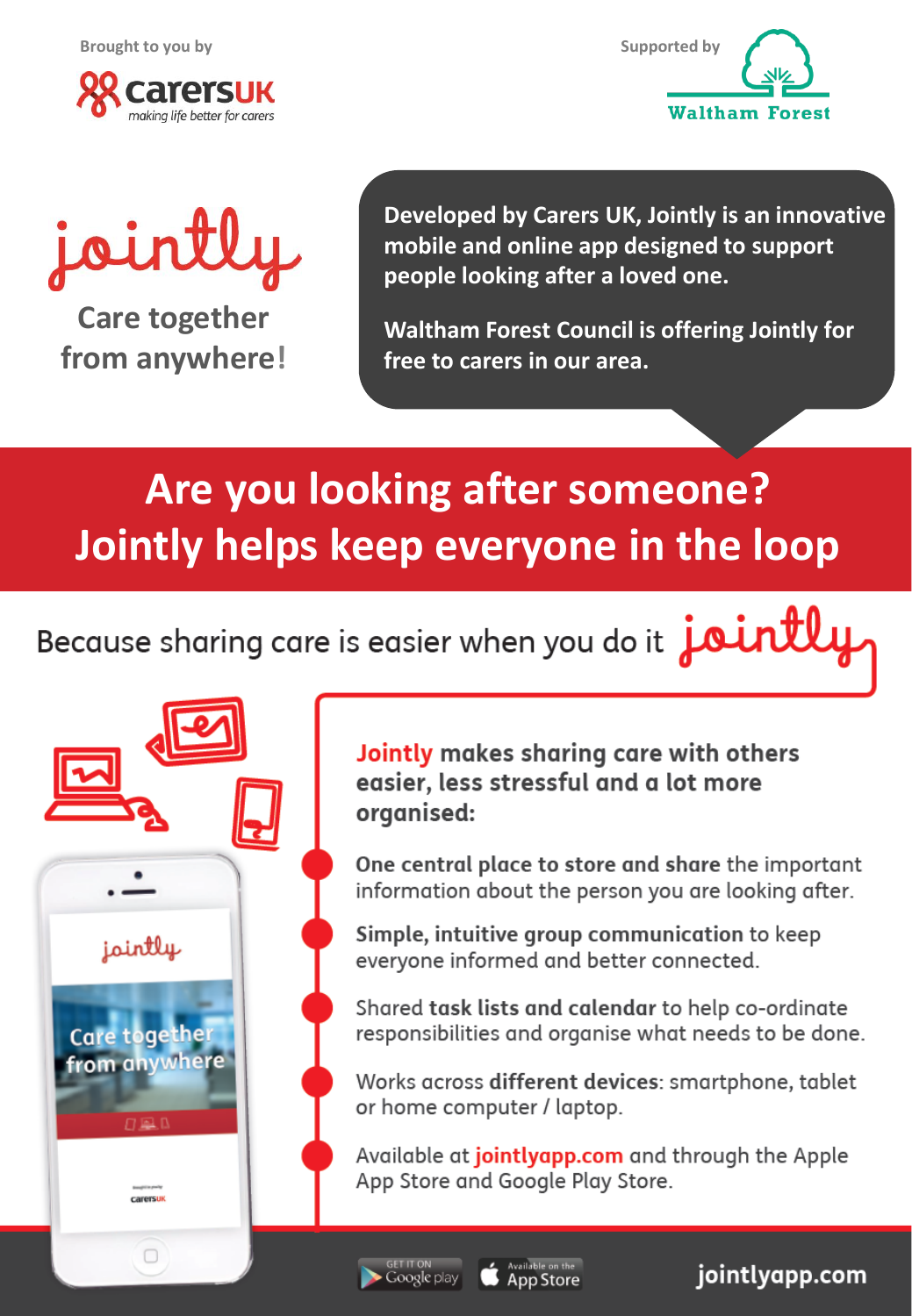Brought to you by

**carersUK**
*making life better for carers*

Supported by

**Waltham Forest**

# jointly

## Care together from anywhere!

**Developed by Carers UK, Jointly is an innovative mobile and online app designed to support people looking after a loved one.**

**Waltham Forest Council is offering Jointly for free to carers in our area.**

## Are you looking after someone? Jointly helps keep everyone in the loop

Because sharing care is easier when you do it jointly

**Jointly makes sharing care with others easier, less stressful and a lot more organised:**

- **One central place to store and share** the important information about the person you are looking after.
- **Simple, intuitive group communication** to keep everyone informed and better connected.
- Shared **task lists and calendar** to help co-ordinate responsibilities and organise what needs to be done.
- Works across **different devices**: smartphone, tablet or home computer / laptop.
- Available at **jointlyapp.com** and through the Apple App Store and Google Play Store.

GET IT ON Google play | Available on the App Store

**jointlyapp.com**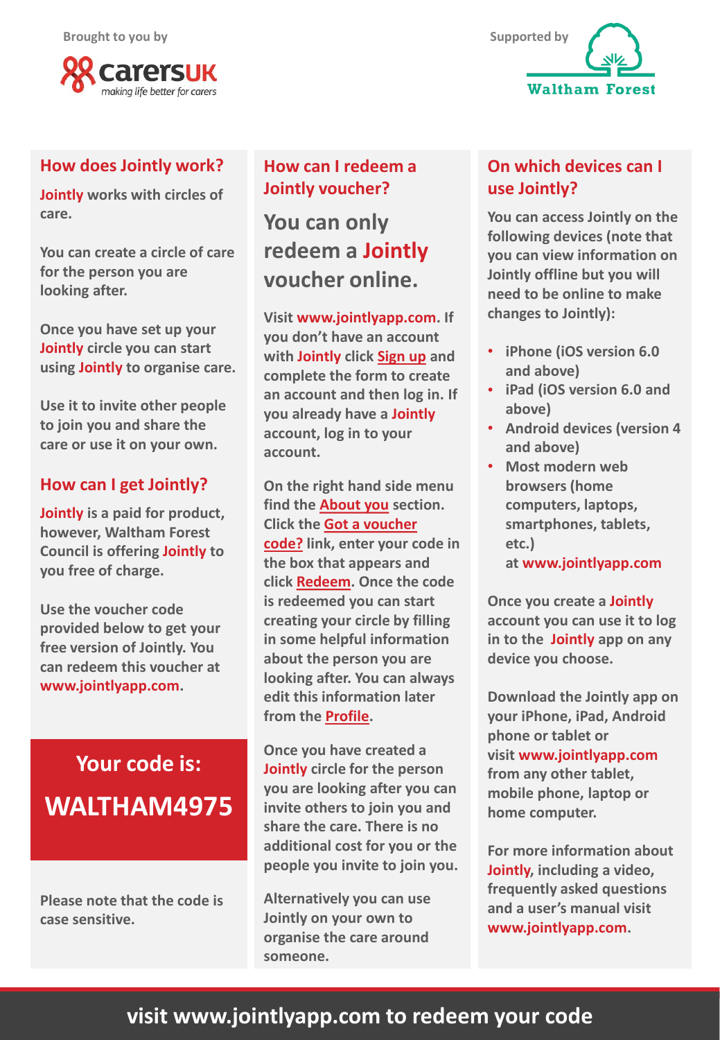Brought to you by

carersUK
making life better for carers

Supported by

Waltham Forest

## How does Jointly work?

Jointly works with circles of care.

You can create a circle of care for the person you are looking after.

Once you have set up your Jointly circle you can start using Jointly to organise care.

Use it to invite other people to join you and share the care or use it on your own.

## How can I get Jointly?

Jointly is a paid for product, however, Waltham Forest Council is offering Jointly to you free of charge.

Use the voucher code provided below to get your free version of Jointly. You can redeem this voucher at www.jointlyapp.com.

**Your code is:**

**WALTHAM4975**

Please note that the code is case sensitive.

## How can I redeem a Jointly voucher?

### You can only redeem a Jointly voucher online.

Visit www.jointlyapp.com. If you don't have an account with Jointly click Sign up and complete the form to create an account and then log in. If you already have a Jointly account, log in to your account.

On the right hand side menu find the About you section. Click the Got a voucher code? link, enter your code in the box that appears and click Redeem. Once the code is redeemed you can start creating your circle by filling in some helpful information about the person you are looking after. You can always edit this information later from the Profile.

Once you have created a Jointly circle for the person you are looking after you can invite others to join you and share the care. There is no additional cost for you or the people you invite to join you.

Alternatively you can use Jointly on your own to organise the care around someone.

## On which devices can I use Jointly?

You can access Jointly on the following devices (note that you can view information on Jointly offline but you will need to be online to make changes to Jointly):

- iPhone (iOS version 6.0 and above)
- iPad (iOS version 6.0 and above)
- Android devices (version 4 and above)
- Most modern web browsers (home computers, laptops, smartphones, tablets, etc.) at www.jointlyapp.com

Once you create a Jointly account you can use it to log in to the Jointly app on any device you choose.

Download the Jointly app on your iPhone, iPad, Android phone or tablet or visit www.jointlyapp.com from any other tablet, mobile phone, laptop or home computer.

For more information about Jointly, including a video, frequently asked questions and a user's manual visit www.jointlyapp.com.

**visit www.jointlyapp.com to redeem your code**